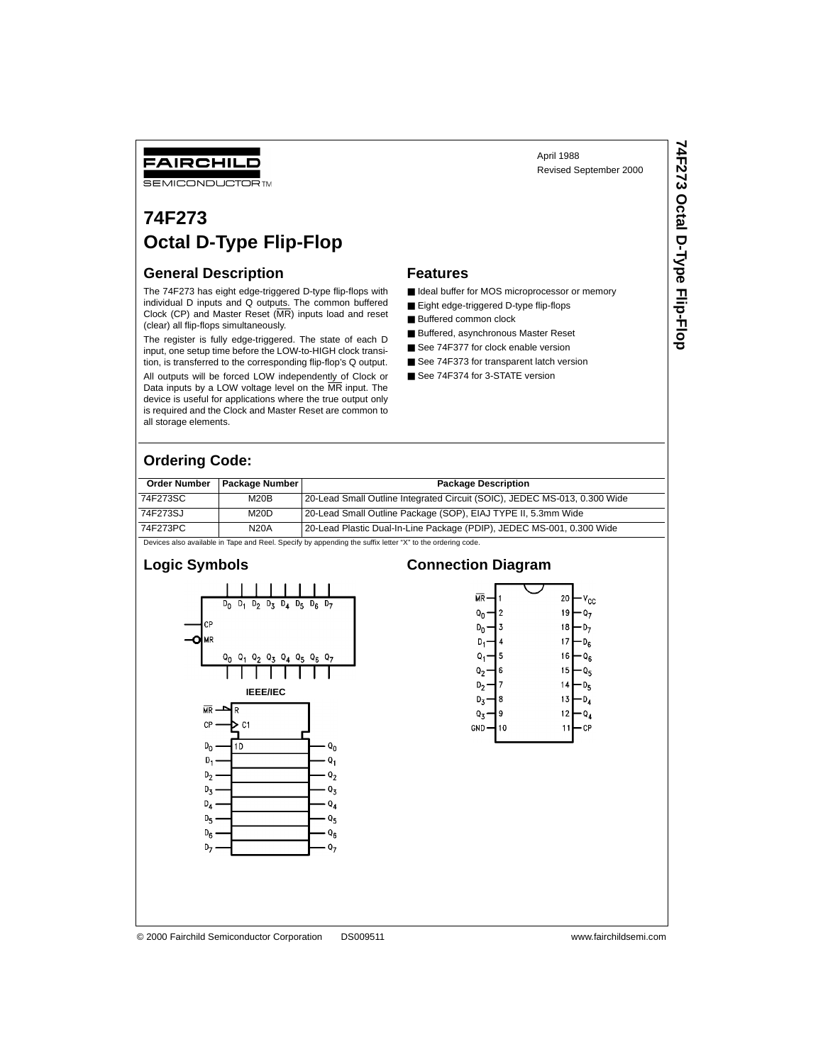FAIRCHILD SEMICONDUCTOR™

April 1988
Revised September 2000

# 74F273 Octal D-Type Flip-Flop

## General Description

The 74F273 has eight edge-triggered D-type flip-flops with individual D inputs and Q outputs. The common buffered Clock (CP) and Master Reset ($\overline{MR}$) inputs load and reset (clear) all flip-flops simultaneously.

The register is fully edge-triggered. The state of each D input, one setup time before the LOW-to-HIGH clock transition, is transferred to the corresponding flip-flop's Q output.

All outputs will be forced LOW independently of Clock or Data inputs by a LOW voltage level on the $\overline{MR}$ input. The device is useful for applications where the true output only is required and the Clock and Master Reset are common to all storage elements.

## Features

- Ideal buffer for MOS microprocessor or memory
- Eight edge-triggered D-type flip-flops
- Buffered common clock
- Buffered, asynchronous Master Reset
- See 74F377 for clock enable version
- See 74F373 for transparent latch version
- See 74F374 for 3-STATE version

## Ordering Code:

| Order Number | Package Number | Package Description |
|---|---|---|
| 74F273SC | M20B | 20-Lead Small Outline Integrated Circuit (SOIC), JEDEC MS-013, 0.300 Wide |
| 74F273SJ | M20D | 20-Lead Small Outline Package (SOP), EIAJ TYPE II, 5.3mm Wide |
| 74F273PC | N20A | 20-Lead Plastic Dual-In-Line Package (PDIP), JEDEC MS-001, 0.300 Wide |

Devices also available in Tape and Reel. Specify by appending the suffix letter "X" to the ordering code.

## Logic Symbols

IEEE/IEC

## Connection Diagram

| Pin | Name | Pin | Name |
|---|---|---|---|
| 1 | $\overline{MR}$ | 20 | $V_{CC}$ |
| 2 | $Q_0$ | 19 | $Q_7$ |
| 3 | $D_0$ | 18 | $D_7$ |
| 4 | $D_1$ | 17 | $D_6$ |
| 5 | $Q_1$ | 16 | $Q_6$ |
| 6 | $Q_2$ | 15 | $Q_5$ |
| 7 | $D_2$ | 14 | $D_5$ |
| 8 | $D_3$ | 13 | $D_4$ |
| 9 | $Q_3$ | 12 | $Q_4$ |
| 10 | GND | 11 | CP |

© 2000 Fairchild Semiconductor Corporation DS009511 www.fairchildsemi.com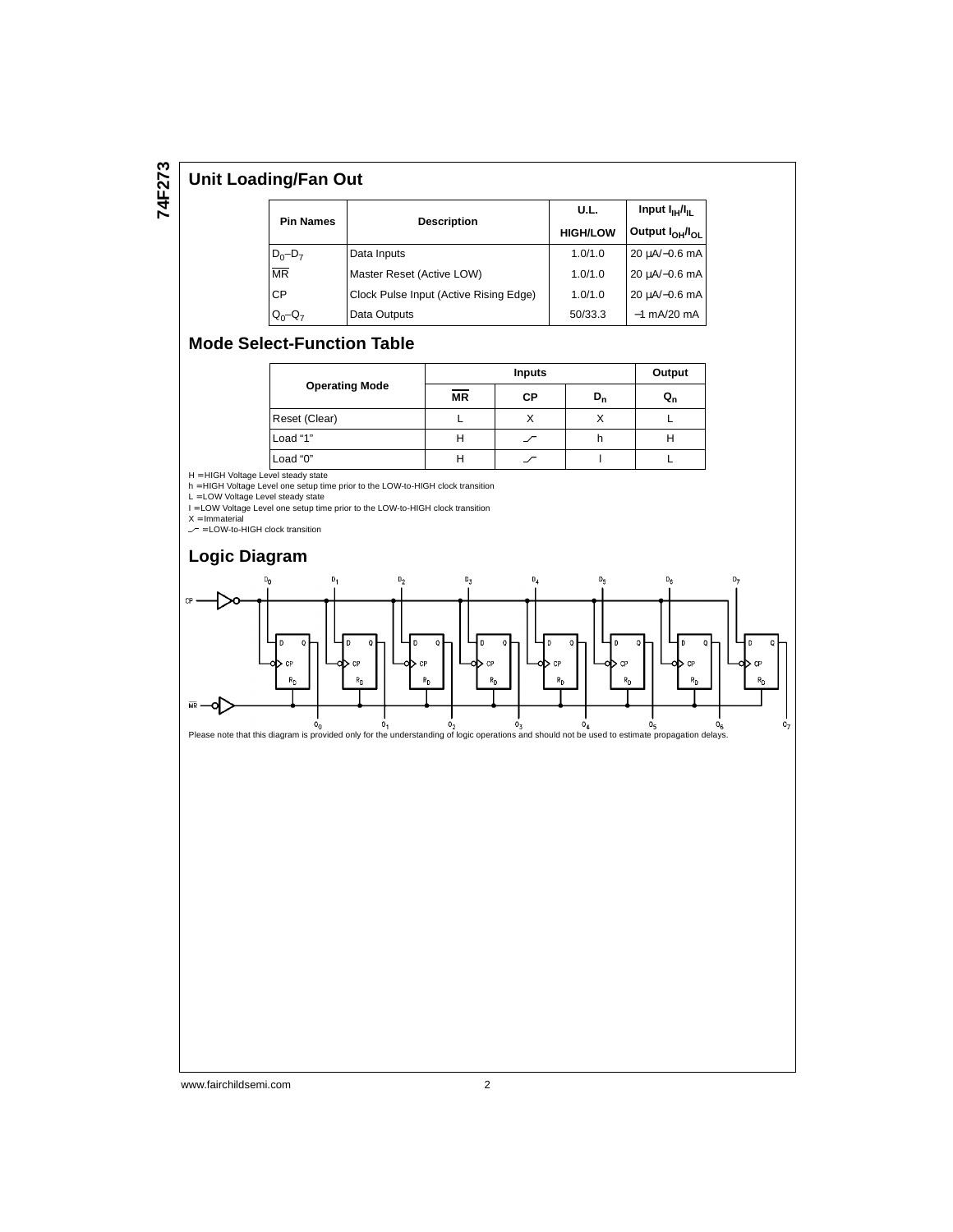## Unit Loading/Fan Out

| Pin Names | Description | U.L. HIGH/LOW | Input $I_{IH}/I_{IL}$ Output $I_{OH}/I_{OL}$ |
|---|---|---|---|
| $D_0$–$D_7$ | Data Inputs | 1.0/1.0 | 20 µA/−0.6 mA |
| $\overline{MR}$ | Master Reset (Active LOW) | 1.0/1.0 | 20 µA/−0.6 mA |
| CP | Clock Pulse Input (Active Rising Edge) | 1.0/1.0 | 20 µA/−0.6 mA |
| $Q_0$–$Q_7$ | Data Outputs | 50/33.3 | −1 mA/20 mA |

## Mode Select-Function Table

| Operating Mode | Inputs | | | Output |
|---|---|---|---|---|
| | $\overline{MR}$ | CP | $D_n$ | $Q_n$ |
| Reset (Clear) | L | X | X | L |
| Load "1" | H | ⎯⎯╱⎺ | h | H |
| Load "0" | H | ⎯⎯╱⎺ | l | L |

H = HIGH Voltage Level steady state
h = HIGH Voltage Level one setup time prior to the LOW-to-HIGH clock transition
L = LOW Voltage Level steady state
l = LOW Voltage Level one setup time prior to the LOW-to-HIGH clock transition
X = Immaterial
⎯⎯╱⎺ = LOW-to-HIGH clock transition

## Logic Diagram

Please note that this diagram is provided only for the understanding of logic operations and should not be used to estimate propagation delays.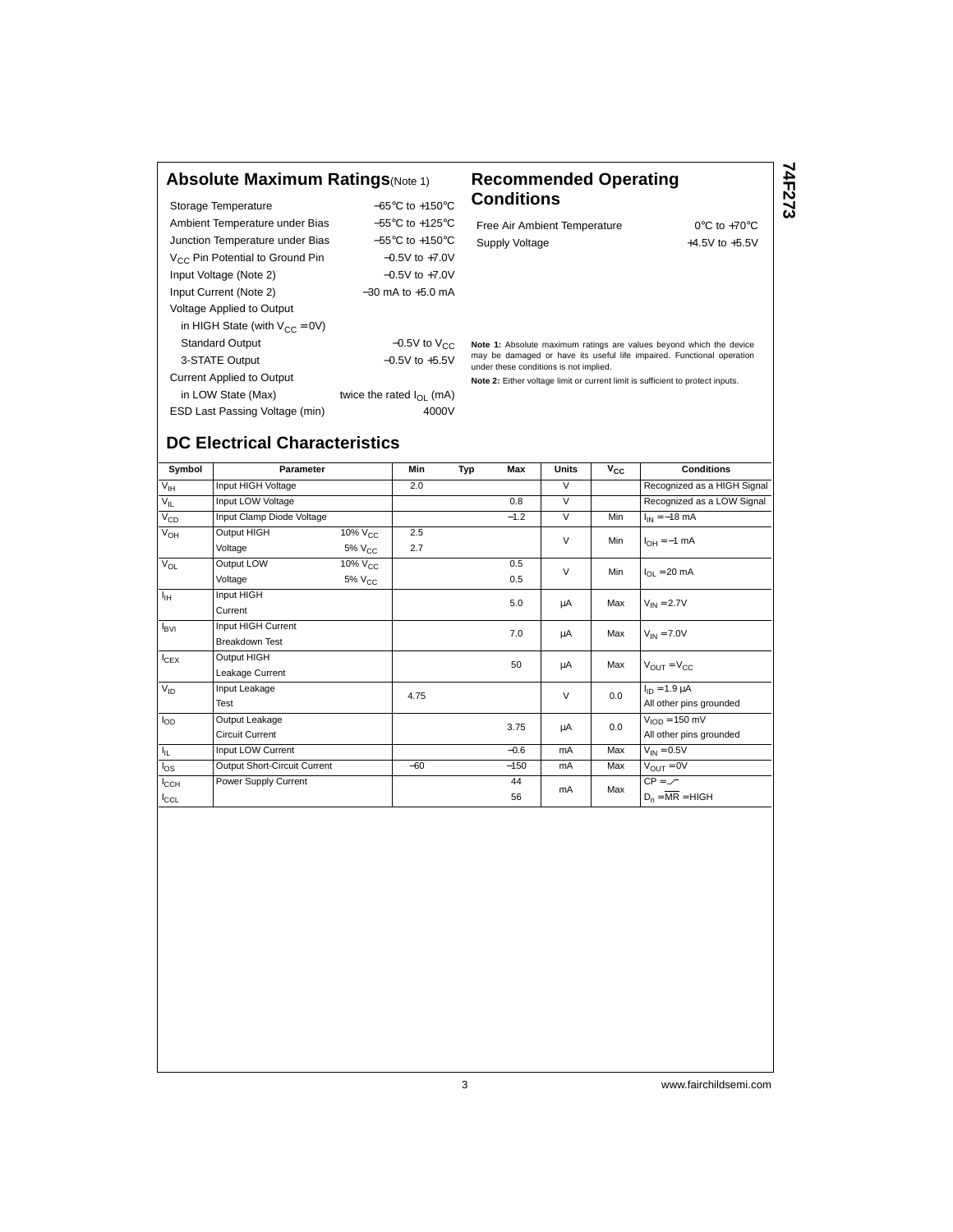## Absolute Maximum Ratings (Note 1)

| | |
|---|---|
| Storage Temperature | −65°C to +150°C |
| Ambient Temperature under Bias | −55°C to +125°C |
| Junction Temperature under Bias | −55°C to +150°C |
| $V_{CC}$ Pin Potential to Ground Pin | −0.5V to +7.0V |
| Input Voltage (Note 2) | −0.5V to +7.0V |
| Input Current (Note 2) | −30 mA to +5.0 mA |
| Voltage Applied to Output in HIGH State (with $V_{CC}$ = 0V) | |
| Standard Output | −0.5V to $V_{CC}$ |
| 3-STATE Output | −0.5V to +5.5V |
| Current Applied to Output in LOW State (Max) | twice the rated $I_{OL}$ (mA) |
| ESD Last Passing Voltage (min) | 4000V |

## Recommended Operating Conditions

| | |
|---|---|
| Free Air Ambient Temperature | 0°C to +70°C |
| Supply Voltage | +4.5V to +5.5V |

**Note 1:** Absolute maximum ratings are values beyond which the device may be damaged or have its useful life impaired. Functional operation under these conditions is not implied.

**Note 2:** Either voltage limit or current limit is sufficient to protect inputs.

## DC Electrical Characteristics

| Symbol | Parameter | | Min | Typ | Max | Units | $V_{CC}$ | Conditions |
|---|---|---|---|---|---|---|---|---|
| $V_{IH}$ | Input HIGH Voltage | | 2.0 | | | V | | Recognized as a HIGH Signal |
| $V_{IL}$ | Input LOW Voltage | | | | 0.8 | V | | Recognized as a LOW Signal |
| $V_{CD}$ | Input Clamp Diode Voltage | | | | −1.2 | V | Min | $I_{IN}$ = −18 mA |
| $V_{OH}$ | Output HIGH Voltage | 10% $V_{CC}$ | 2.5 | | | V | Min | $I_{OH}$ = −1 mA |
| | | 5% $V_{CC}$ | 2.7 | | | | | |
| $V_{OL}$ | Output LOW Voltage | 10% $V_{CC}$ | | | 0.5 | V | Min | $I_{OL}$ = 20 mA |
| | | 5% $V_{CC}$ | | | 0.5 | | | |
| $I_{IH}$ | Input HIGH Current | | | | 5.0 | µA | Max | $V_{IN}$ = 2.7V |
| $I_{BVI}$ | Input HIGH Current Breakdown Test | | | | 7.0 | µA | Max | $V_{IN}$ = 7.0V |
| $I_{CEX}$ | Output HIGH Leakage Current | | | | 50 | µA | Max | $V_{OUT}$ = $V_{CC}$ |
| $V_{ID}$ | Input Leakage Test | | 4.75 | | | V | 0.0 | $I_{ID}$ = 1.9 µA, All other pins grounded |
| $I_{OD}$ | Output Leakage Circuit Current | | | | 3.75 | µA | 0.0 | $V_{IOD}$ = 150 mV, All other pins grounded |
| $I_{IL}$ | Input LOW Current | | | | −0.6 | mA | Max | $V_{IN}$ = 0.5V |
| $I_{OS}$ | Output Short-Circuit Current | | −60 | | −150 | mA | Max | $V_{OUT}$ = 0V |
| $I_{CCH}$ | Power Supply Current | | | | 44 | mA | Max | CP = ⎍ |
| $I_{CCL}$ | | | | | 56 | | | $D_n$ = $\overline{MR}$ = HIGH |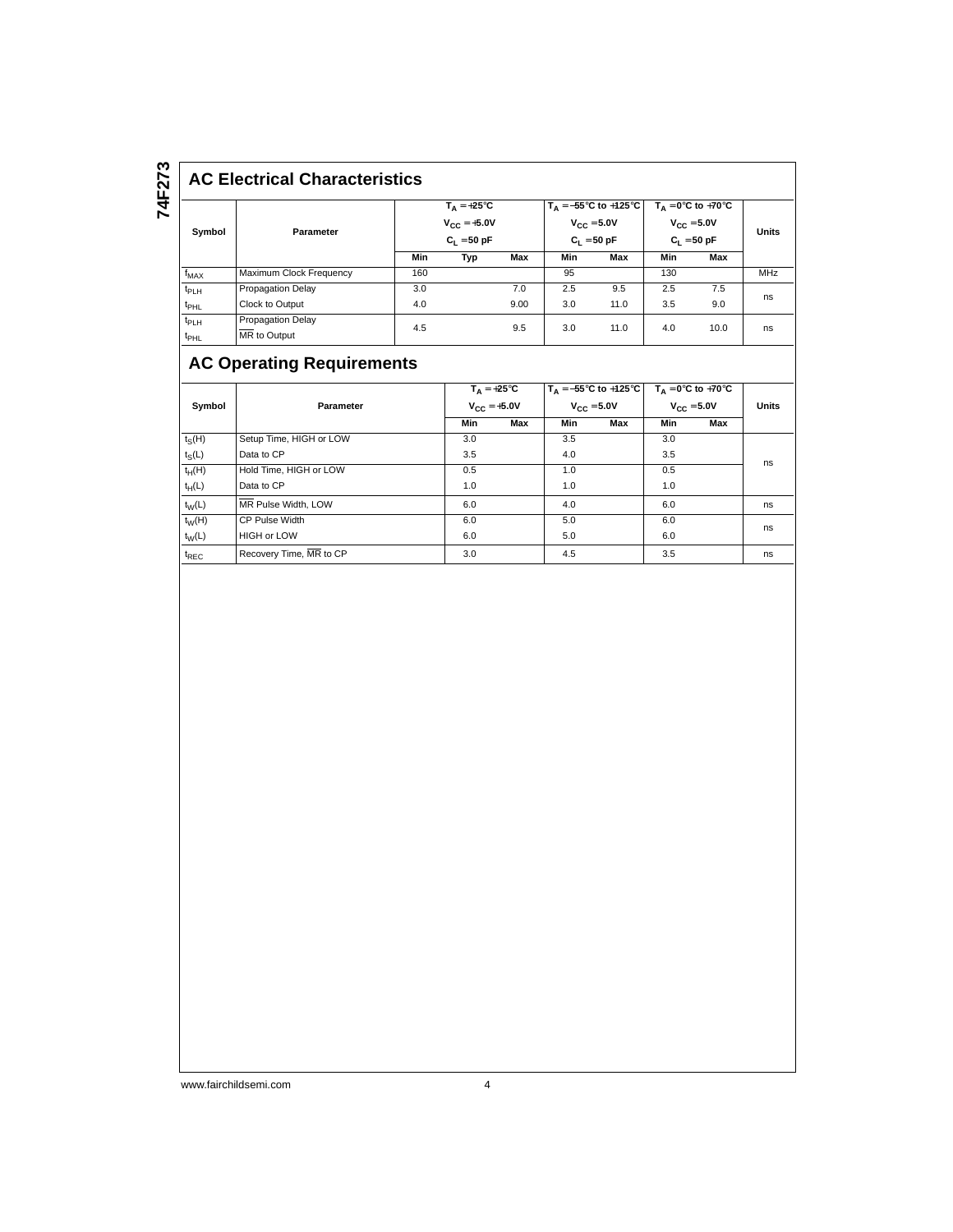## AC Electrical Characteristics

| Symbol | Parameter | $T_A = +25°C$ $V_{CC} = +5.0V$ $C_L = 50$ pF | | | $T_A = -55°C$ to $+125°C$ $V_{CC} = 5.0V$ $C_L = 50$ pF | | $T_A = 0°C$ to $+70°C$ $V_{CC} = 5.0V$ $C_L = 50$ pF | | Units |
|---|---|---|---|---|---|---|---|---|---|
| | | Min | Typ | Max | Min | Max | Min | Max | |
| $f_{MAX}$ | Maximum Clock Frequency | 160 | | | 95 | | 130 | | MHz |
| $t_{PLH}$ | Propagation Delay | 3.0 | | 7.0 | 2.5 | 9.5 | 2.5 | 7.5 | ns |
| $t_{PHL}$ | Clock to Output | 4.0 | | 9.00 | 3.0 | 11.0 | 3.5 | 9.0 | |
| $t_{PLH}$ $t_{PHL}$ | Propagation Delay $\overline{MR}$ to Output | 4.5 | | 9.5 | 3.0 | 11.0 | 4.0 | 10.0 | ns |

## AC Operating Requirements

| Symbol | Parameter | $T_A = +25°C$ $V_{CC} = +5.0V$ | | $T_A = -55°C$ to $+125°C$ $V_{CC} = 5.0V$ | | $T_A = 0°C$ to $+70°C$ $V_{CC} = 5.0V$ | | Units |
|---|---|---|---|---|---|---|---|---|
| | | Min | Max | Min | Max | Min | Max | |
| $t_S(H)$ | Setup Time, HIGH or LOW | 3.0 | | 3.5 | | 3.0 | | ns |
| $t_S(L)$ | Data to CP | 3.5 | | 4.0 | | 3.5 | | |
| $t_H(H)$ | Hold Time, HIGH or LOW | 0.5 | | 1.0 | | 0.5 | | |
| $t_H(L)$ | Data to CP | 1.0 | | 1.0 | | 1.0 | | |
| $t_W(L)$ | $\overline{MR}$ Pulse Width, LOW | 6.0 | | 4.0 | | 6.0 | | ns |
| $t_W(H)$ | CP Pulse Width | 6.0 | | 5.0 | | 6.0 | | ns |
| $t_W(L)$ | HIGH or LOW | 6.0 | | 5.0 | | 6.0 | | |
| $t_{REC}$ | Recovery Time, $\overline{MR}$ to CP | 3.0 | | 4.5 | | 3.5 | | ns |